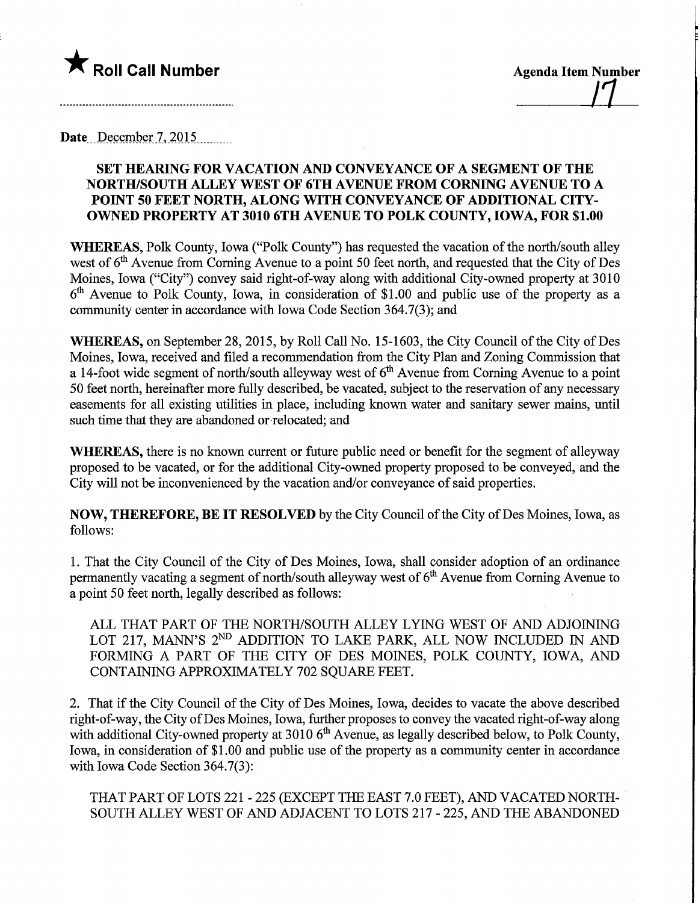★ **Roll Call Number**

**Agenda Item Number**

17

Date December 7, 2015

**SET HEARING FOR VACATION AND CONVEYANCE OF A SEGMENT OF THE NORTH/SOUTH ALLEY WEST OF 6TH AVENUE FROM CORNING AVENUE TO A POINT 50 FEET NORTH, ALONG WITH CONVEYANCE OF ADDITIONAL CITY-OWNED PROPERTY AT 3010 6TH AVENUE TO POLK COUNTY, IOWA, FOR $1.00**

**WHEREAS,** Polk County, Iowa ("Polk County") has requested the vacation of the north/south alley west of 6th Avenue from Corning Avenue to a point 50 feet north, and requested that the City of Des Moines, Iowa ("City") convey said right-of-way along with additional City-owned property at 3010 6th Avenue to Polk County, Iowa, in consideration of $1.00 and public use of the property as a community center in accordance with Iowa Code Section 364.7(3); and

**WHEREAS,** on September 28, 2015, by Roll Call No. 15-1603, the City Council of the City of Des Moines, Iowa, received and filed a recommendation from the City Plan and Zoning Commission that a 14-foot wide segment of north/south alleyway west of 6th Avenue from Corning Avenue to a point 50 feet north, hereinafter more fully described, be vacated, subject to the reservation of any necessary easements for all existing utilities in place, including known water and sanitary sewer mains, until such time that they are abandoned or relocated; and

**WHEREAS,** there is no known current or future public need or benefit for the segment of alleyway proposed to be vacated, or for the additional City-owned property proposed to be conveyed, and the City will not be inconvenienced by the vacation and/or conveyance of said properties.

**NOW, THEREFORE, BE IT RESOLVED** by the City Council of the City of Des Moines, Iowa, as follows:

1. That the City Council of the City of Des Moines, Iowa, shall consider adoption of an ordinance permanently vacating a segment of north/south alleyway west of 6th Avenue from Corning Avenue to a point 50 feet north, legally described as follows:

   ALL THAT PART OF THE NORTH/SOUTH ALLEY LYING WEST OF AND ADJOINING LOT 217, MANN'S 2ND ADDITION TO LAKE PARK, ALL NOW INCLUDED IN AND FORMING A PART OF THE CITY OF DES MOINES, POLK COUNTY, IOWA, AND CONTAINING APPROXIMATELY 702 SQUARE FEET.

2. That if the City Council of the City of Des Moines, Iowa, decides to vacate the above described right-of-way, the City of Des Moines, Iowa, further proposes to convey the vacated right-of-way along with additional City-owned property at 3010 6th Avenue, as legally described below, to Polk County, Iowa, in consideration of $1.00 and public use of the property as a community center in accordance with Iowa Code Section 364.7(3):

   THAT PART OF LOTS 221 - 225 (EXCEPT THE EAST 7.0 FEET), AND VACATED NORTH-SOUTH ALLEY WEST OF AND ADJACENT TO LOTS 217 - 225, AND THE ABANDONED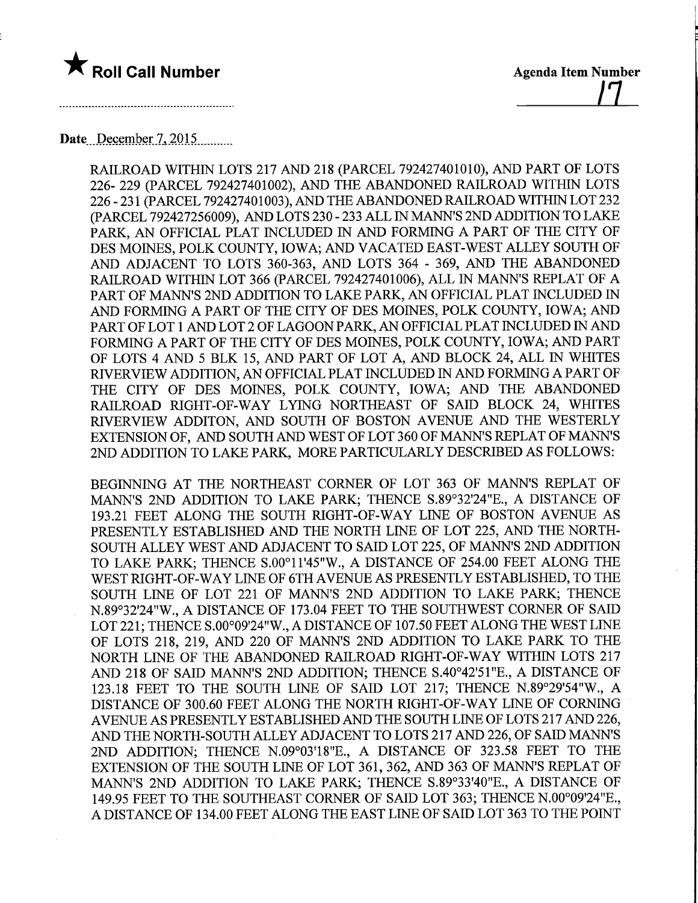★ **Roll Call Number**

**Agenda Item Number**

17

Date December 7, 2015

RAILROAD WITHIN LOTS 217 AND 218 (PARCEL 792427401010), AND PART OF LOTS 226- 229 (PARCEL 792427401002), AND THE ABANDONED RAILROAD WITHIN LOTS 226 - 231 (PARCEL 792427401003), AND THE ABANDONED RAILROAD WITHIN LOT 232 (PARCEL 792427256009), AND LOTS 230 - 233 ALL IN MANN'S 2ND ADDITION TO LAKE PARK, AN OFFICIAL PLAT INCLUDED IN AND FORMING A PART OF THE CITY OF DES MOINES, POLK COUNTY, IOWA; AND VACATED EAST-WEST ALLEY SOUTH OF AND ADJACENT TO LOTS 360-363, AND LOTS 364 - 369, AND THE ABANDONED RAILROAD WITHIN LOT 366 (PARCEL 792427401006), ALL IN MANN'S REPLAT OF A PART OF MANN'S 2ND ADDITION TO LAKE PARK, AN OFFICIAL PLAT INCLUDED IN AND FORMING A PART OF THE CITY OF DES MOINES, POLK COUNTY, IOWA; AND PART OF LOT 1 AND LOT 2 OF LAGOON PARK, AN OFFICIAL PLAT INCLUDED IN AND FORMING A PART OF THE CITY OF DES MOINES, POLK COUNTY, IOWA; AND PART OF LOTS 4 AND 5 BLK 15, AND PART OF LOT A, AND BLOCK 24, ALL IN WHITES RIVERVIEW ADDITION, AN OFFICIAL PLAT INCLUDED IN AND FORMING A PART OF THE CITY OF DES MOINES, POLK COUNTY, IOWA; AND THE ABANDONED RAILROAD RIGHT-OF-WAY LYING NORTHEAST OF SAID BLOCK 24, WHITES RIVERVIEW ADDITON, AND SOUTH OF BOSTON AVENUE AND THE WESTERLY EXTENSION OF, AND SOUTH AND WEST OF LOT 360 OF MANN'S REPLAT OF MANN'S 2ND ADDITION TO LAKE PARK, MORE PARTICULARLY DESCRIBED AS FOLLOWS:

BEGINNING AT THE NORTHEAST CORNER OF LOT 363 OF MANN'S REPLAT OF MANN'S 2ND ADDITION TO LAKE PARK; THENCE S.89°32'24"E., A DISTANCE OF 193.21 FEET ALONG THE SOUTH RIGHT-OF-WAY LINE OF BOSTON AVENUE AS PRESENTLY ESTABLISHED AND THE NORTH LINE OF LOT 225, AND THE NORTH-SOUTH ALLEY WEST AND ADJACENT TO SAID LOT 225, OF MANN'S 2ND ADDITION TO LAKE PARK; THENCE S.00°11'45"W., A DISTANCE OF 254.00 FEET ALONG THE WEST RIGHT-OF-WAY LINE OF 6TH AVENUE AS PRESENTLY ESTABLISHED, TO THE SOUTH LINE OF LOT 221 OF MANN'S 2ND ADDITION TO LAKE PARK; THENCE N.89°32'24"W., A DISTANCE OF 173.04 FEET TO THE SOUTHWEST CORNER OF SAID LOT 221; THENCE S.00°09'24"W., A DISTANCE OF 107.50 FEET ALONG THE WEST LINE OF LOTS 218, 219, AND 220 OF MANN'S 2ND ADDITION TO LAKE PARK TO THE NORTH LINE OF THE ABANDONED RAILROAD RIGHT-OF-WAY WITHIN LOTS 217 AND 218 OF SAID MANN'S 2ND ADDITION; THENCE S.40°42'51"E., A DISTANCE OF 123.18 FEET TO THE SOUTH LINE OF SAID LOT 217; THENCE N.89°29'54"W., A DISTANCE OF 300.60 FEET ALONG THE NORTH RIGHT-OF-WAY LINE OF CORNING AVENUE AS PRESENTLY ESTABLISHED AND THE SOUTH LINE OF LOTS 217 AND 226, AND THE NORTH-SOUTH ALLEY ADJACENT TO LOTS 217 AND 226, OF SAID MANN'S 2ND ADDITION; THENCE N.09°03'18"E., A DISTANCE OF 323.58 FEET TO THE EXTENSION OF THE SOUTH LINE OF LOT 361, 362, AND 363 OF MANN'S REPLAT OF MANN'S 2ND ADDITION TO LAKE PARK; THENCE S.89°33'40"E., A DISTANCE OF 149.95 FEET TO THE SOUTHEAST CORNER OF SAID LOT 363; THENCE N.00°09'24"E., A DISTANCE OF 134.00 FEET ALONG THE EAST LINE OF SAID LOT 363 TO THE POINT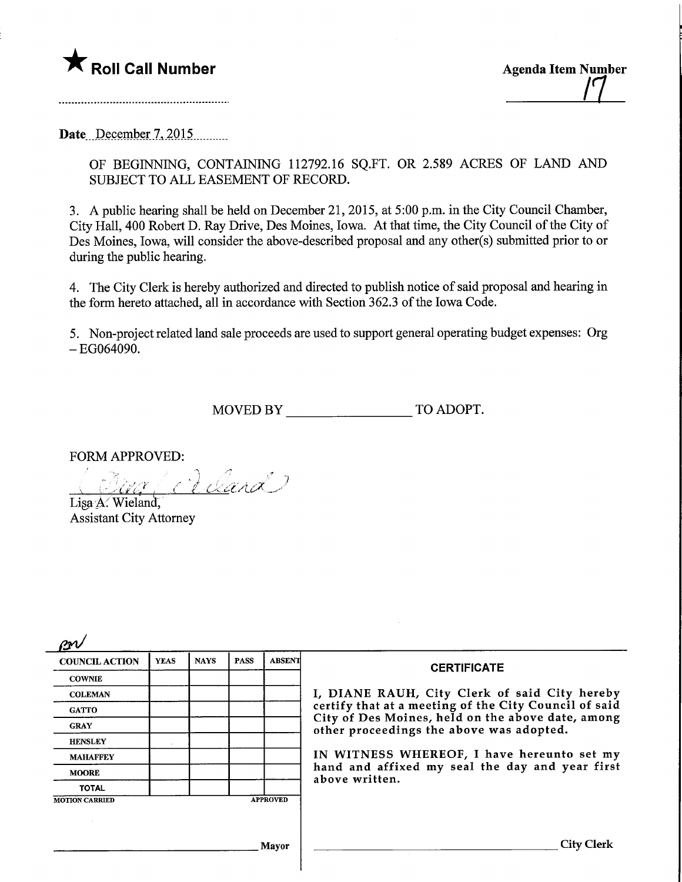★ **Roll Call Number**

**Agenda Item Number**

17

**Date** December 7, 2015

OF BEGINNING, CONTAINING 112792.16 SQ.FT. OR 2.589 ACRES OF LAND AND SUBJECT TO ALL EASEMENT OF RECORD.

3. A public hearing shall be held on December 21, 2015, at 5:00 p.m. in the City Council Chamber, City Hall, 400 Robert D. Ray Drive, Des Moines, Iowa. At that time, the City Council of the City of Des Moines, Iowa, will consider the above-described proposal and any other(s) submitted prior to or during the public hearing.

4. The City Clerk is hereby authorized and directed to publish notice of said proposal and hearing in the form hereto attached, all in accordance with Section 362.3 of the Iowa Code.

5. Non-project related land sale proceeds are used to support general operating budget expenses: Org – EG064090.

MOVED BY ____________________ TO ADOPT.

FORM APPROVED:

Lisa A. Wieland,
Assistant City Attorney

| COUNCIL ACTION | YEAS | NAYS | PASS | ABSENT |
|---|---|---|---|---|
| COWNIE | | | | |
| COLEMAN | | | | |
| GATTO | | | | |
| GRAY | | | | |
| HENSLEY | | | | |
| MAHAFFEY | | | | |
| MOORE | | | | |
| TOTAL | | | | |

MOTION CARRIED APPROVED

______________________________ Mayor

**CERTIFICATE**

I, DIANE RAUH, City Clerk of said City hereby certify that at a meeting of the City Council of said City of Des Moines, held on the above date, among other proceedings the above was adopted.

IN WITNESS WHEREOF, I have hereunto set my hand and affixed my seal the day and year first above written.

______________________________ City Clerk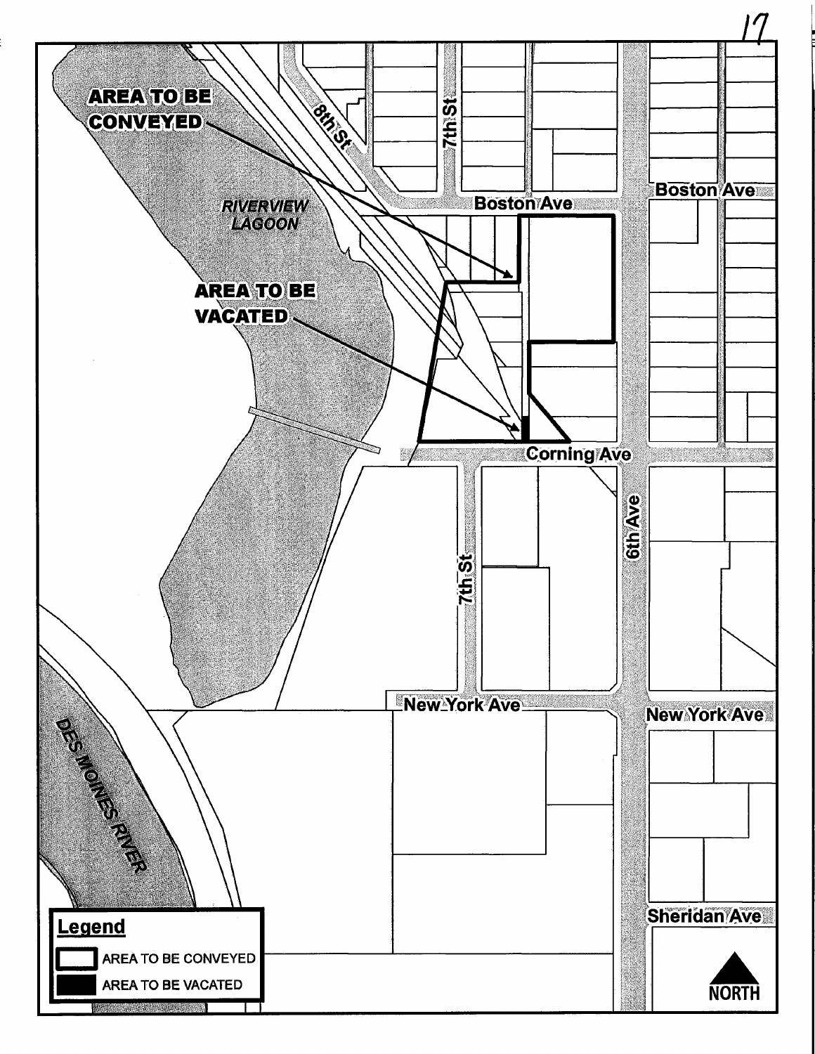AREA TO BE CONVEYED

AREA TO BE VACATED

RIVERVIEW LAGOON

8th St

7th St

Boston Ave

Corning Ave

6th Ave

New York Ave

Sheridan Ave

DES MOINES RIVER

**Legend**

AREA TO BE CONVEYED

AREA TO BE VACATED

NORTH